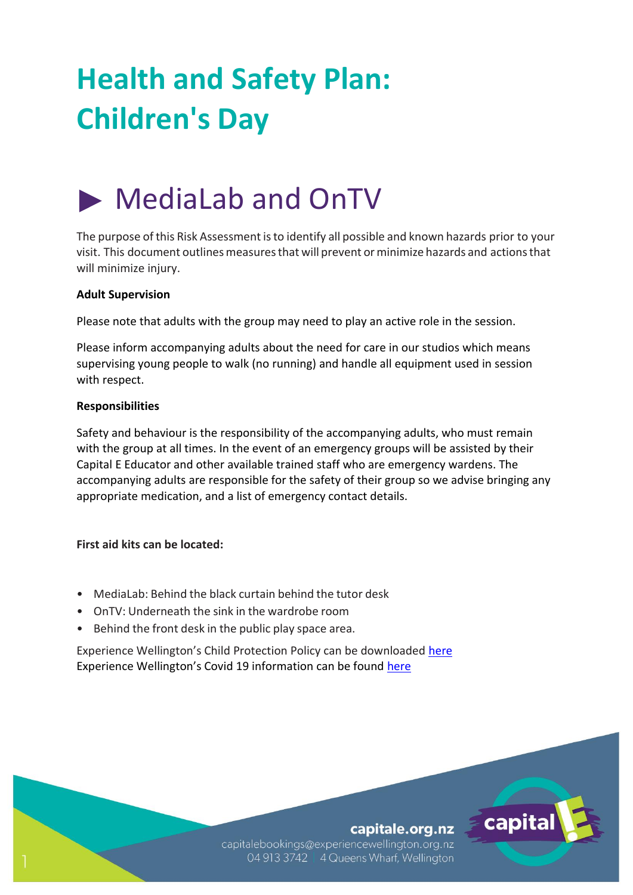# Health and Safety Plan: Children's Day

## ▶ MediaLab and OnTV

The purpose of this Risk Assessment is to identify all possible and known hazards prior to your visit. This document outlines measures that will prevent or minimize hazards and actions that will minimize injury.

**Adult Supervision**

Please note that adults with the group may need to play an active role in the session.

Please inform accompanying adults about the need for care in our studios which means supervising young people to walk (no running) and handle all equipment used in session with respect.

**Responsibilities**

Safety and behaviour is the responsibility of the accompanying adults, who must remain with the group at all times. In the event of an emergency groups will be assisted by their Capital E Educator and other available trained staff who are emergency wardens. The accompanying adults are responsible for the safety of their group so we advise bringing any appropriate medication, and a list of emergency contact details.

**First aid kits can be located:**

- MediaLab: Behind the black curtain behind the tutor desk
- OnTV: Underneath the sink in the wardrobe room
- Behind the front desk in the public play space area.

Experience Wellington's Child Protection Policy can be downloaded here
Experience Wellington's Covid 19 information can be found here

capitale.org.nz
capitalebookings@experiencewellington.org.nz
04 913 3742 | 4 Queens Wharf, Wellington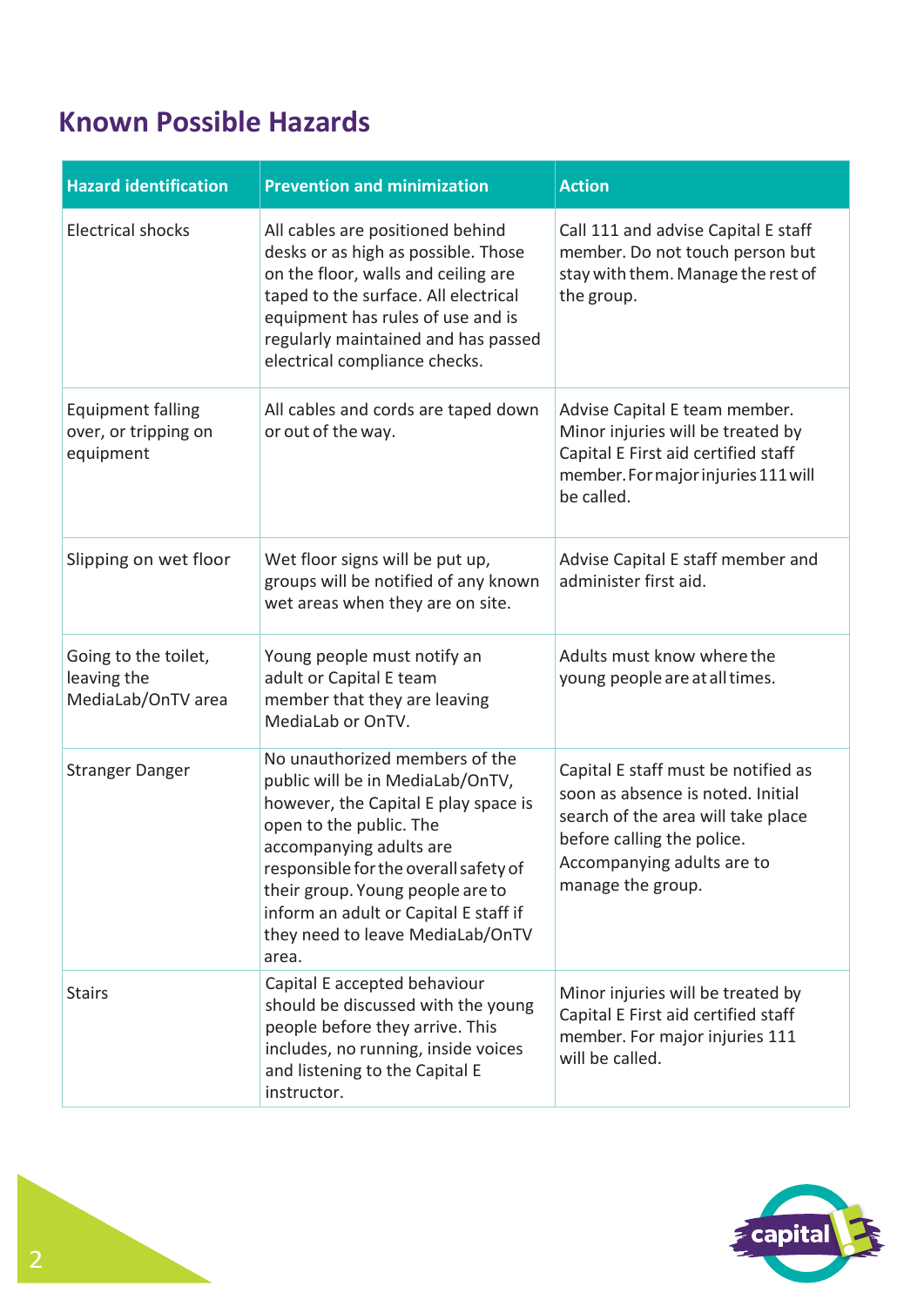## Known Possible Hazards

| Hazard identification | Prevention and minimization | Action |
| --- | --- | --- |
| Electrical shocks | All cables are positioned behind desks or as high as possible. Those on the floor, walls and ceiling are taped to the surface. All electrical equipment has rules of use and is regularly maintained and has passed electrical compliance checks. | Call 111 and advise Capital E staff member. Do not touch person but stay with them. Manage the rest of the group. |
| Equipment falling over, or tripping on equipment | All cables and cords are taped down or out of the way. | Advise Capital E team member. Minor injuries will be treated by Capital E First aid certified staff member. For major injuries 111 will be called. |
| Slipping on wet floor | Wet floor signs will be put up, groups will be notified of any known wet areas when they are on site. | Advise Capital E staff member and administer first aid. |
| Going to the toilet, leaving the MediaLab/OnTV area | Young people must notify an adult or Capital E team member that they are leaving MediaLab or OnTV. | Adults must know where the young people are at all times. |
| Stranger Danger | No unauthorized members of the public will be in MediaLab/OnTV, however, the Capital E play space is open to the public. The accompanying adults are responsible for the overall safety of their group. Young people are to inform an adult or Capital E staff if they need to leave MediaLab/OnTV area. | Capital E staff must be notified as soon as absence is noted. Initial search of the area will take place before calling the police. Accompanying adults are to manage the group. |
| Stairs | Capital E accepted behaviour should be discussed with the young people before they arrive. This includes, no running, inside voices and listening to the Capital E instructor. | Minor injuries will be treated by Capital E First aid certified staff member. For major injuries 111 will be called. |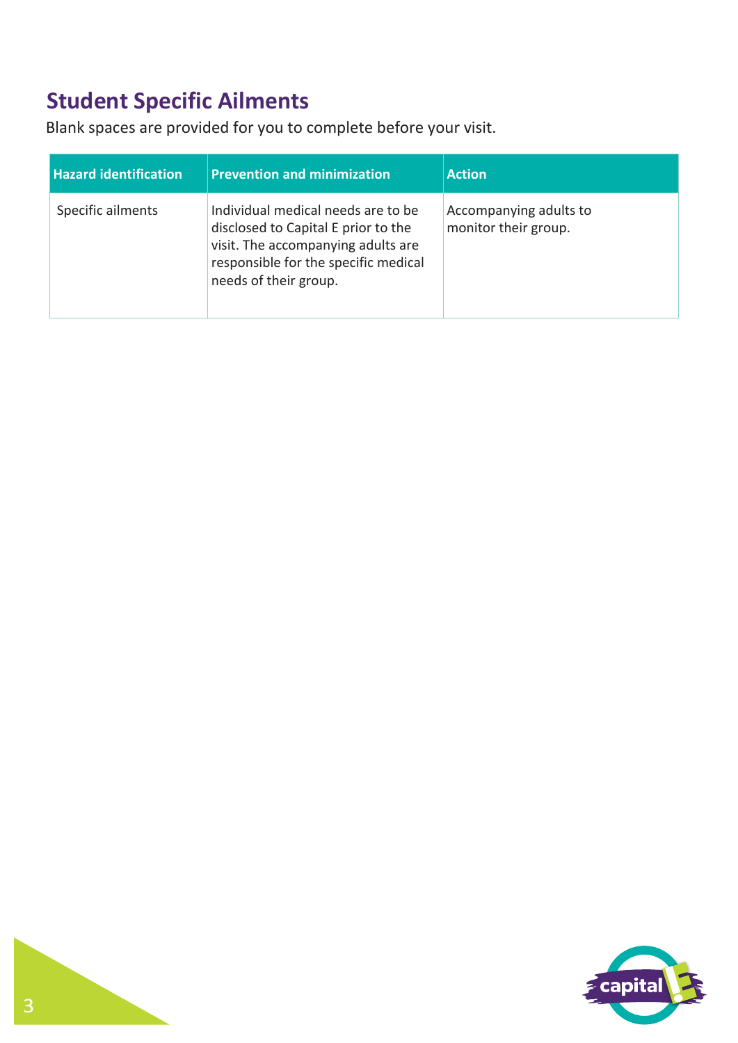## Student Specific Ailments

Blank spaces are provided for you to complete before your visit.

| Hazard identification | Prevention and minimization | Action |
| --- | --- | --- |
| Specific ailments | Individual medical needs are to be disclosed to Capital E prior to the visit. The accompanying adults are responsible for the specific medical needs of their group. | Accompanying adults to monitor their group. |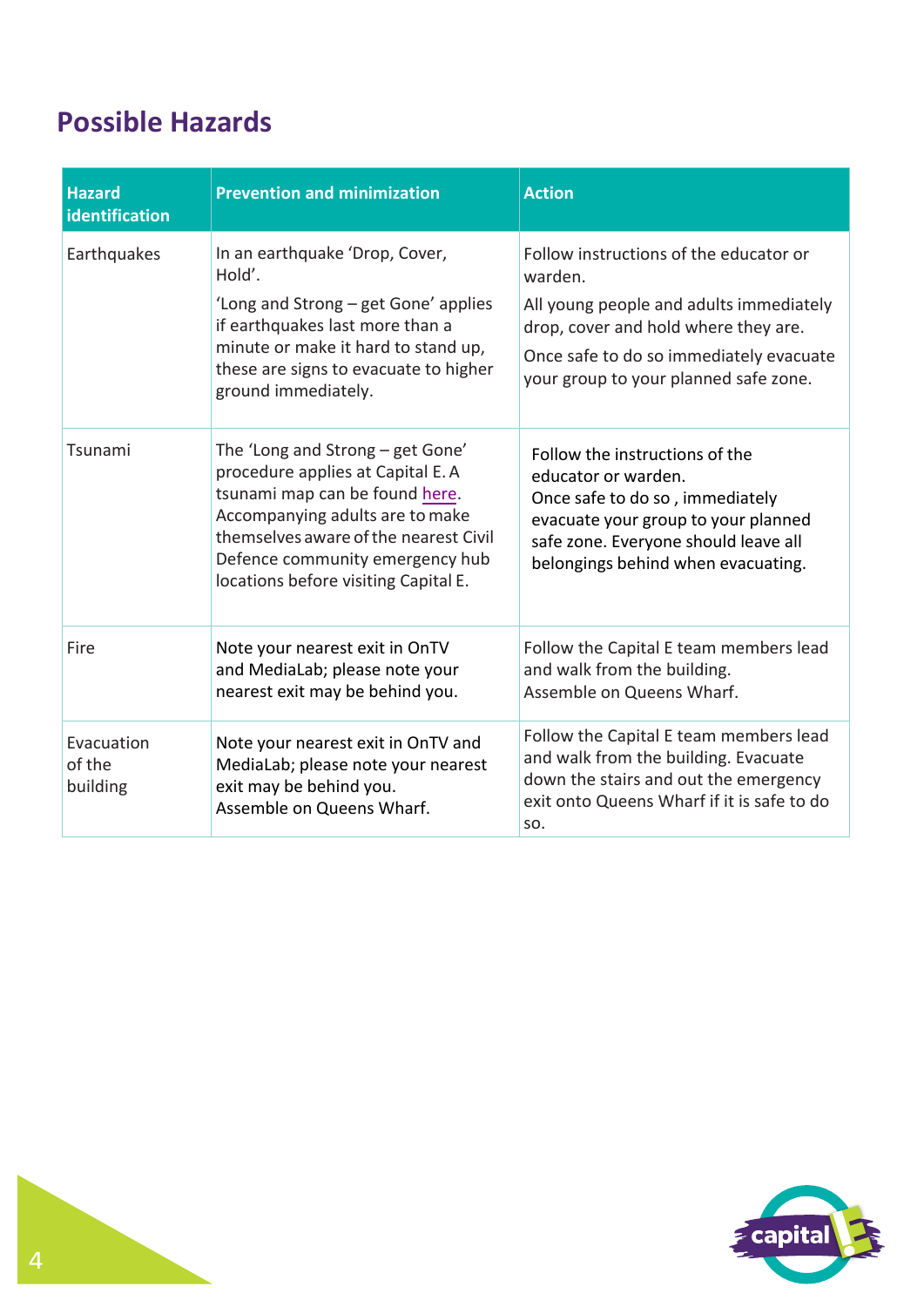## Possible Hazards

| Hazard identification | Prevention and minimization | Action |
| --- | --- | --- |
| Earthquakes | In an earthquake 'Drop, Cover, Hold'.<br>'Long and Strong – get Gone' applies if earthquakes last more than a minute or make it hard to stand up, these are signs to evacuate to higher ground immediately. | Follow instructions of the educator or warden.<br>All young people and adults immediately drop, cover and hold where they are.<br>Once safe to do so immediately evacuate your group to your planned safe zone. |
| Tsunami | The 'Long and Strong – get Gone' procedure applies at Capital E. A tsunami map can be found here. Accompanying adults are to make themselves aware of the nearest Civil Defence community emergency hub locations before visiting Capital E. | Follow the instructions of the educator or warden.<br>Once safe to do so , immediately evacuate your group to your planned safe zone. Everyone should leave all belongings behind when evacuating. |
| Fire | Note your nearest exit in OnTV and MediaLab; please note your nearest exit may be behind you. | Follow the Capital E team members lead and walk from the building.<br>Assemble on Queens Wharf. |
| Evacuation of the building | Note your nearest exit in OnTV and MediaLab; please note your nearest exit may be behind you.<br>Assemble on Queens Wharf. | Follow the Capital E team members lead and walk from the building. Evacuate down the stairs and out the emergency exit onto Queens Wharf if it is safe to do so. |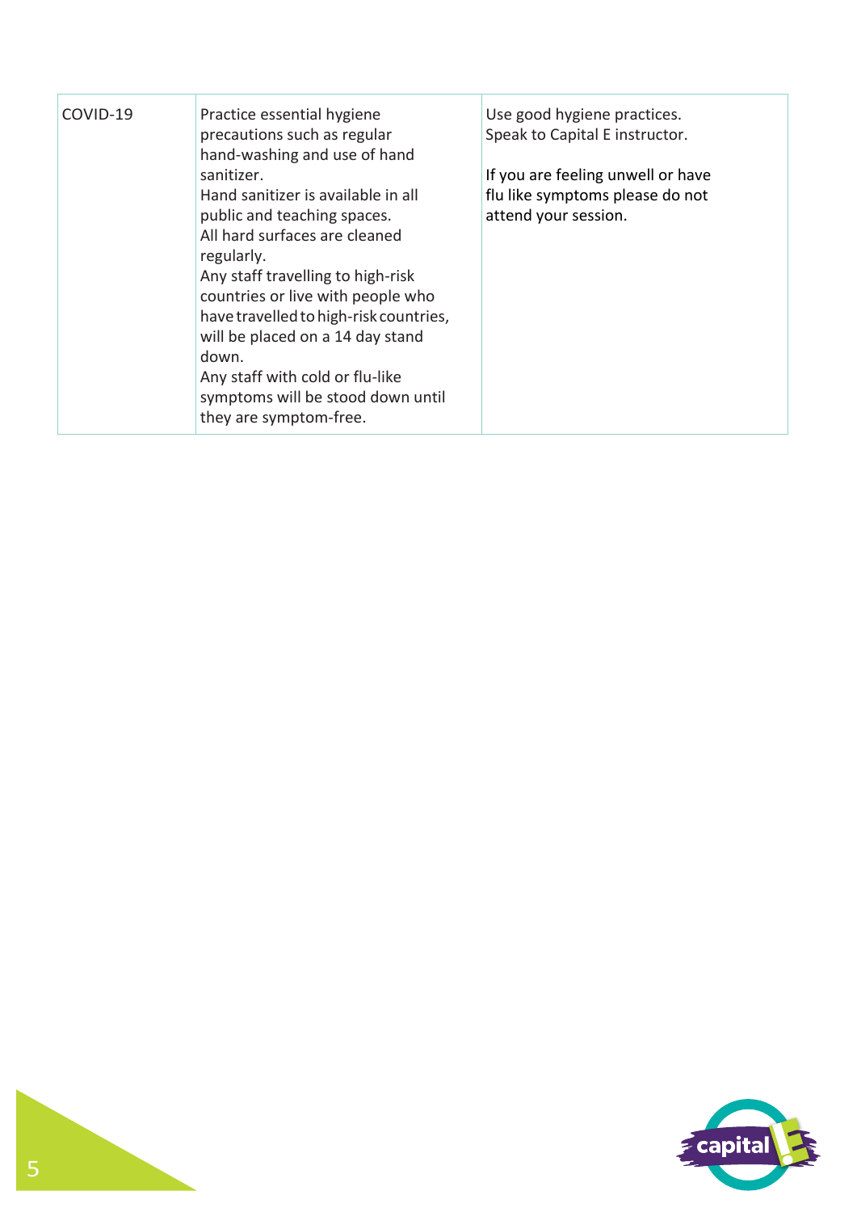| COVID-19 | Practice essential hygiene precautions such as regular hand-washing and use of hand sanitizer.<br>Hand sanitizer is available in all public and teaching spaces.<br>All hard surfaces are cleaned regularly.<br>Any staff travelling to high-risk countries or live with people who have travelled to high-risk countries, will be placed on a 14 day stand down.<br>Any staff with cold or flu-like symptoms will be stood down until they are symptom-free. | Use good hygiene practices.<br>Speak to Capital E instructor.<br><br>If you are feeling unwell or have flu like symptoms please do not attend your session. |
|---|---|---|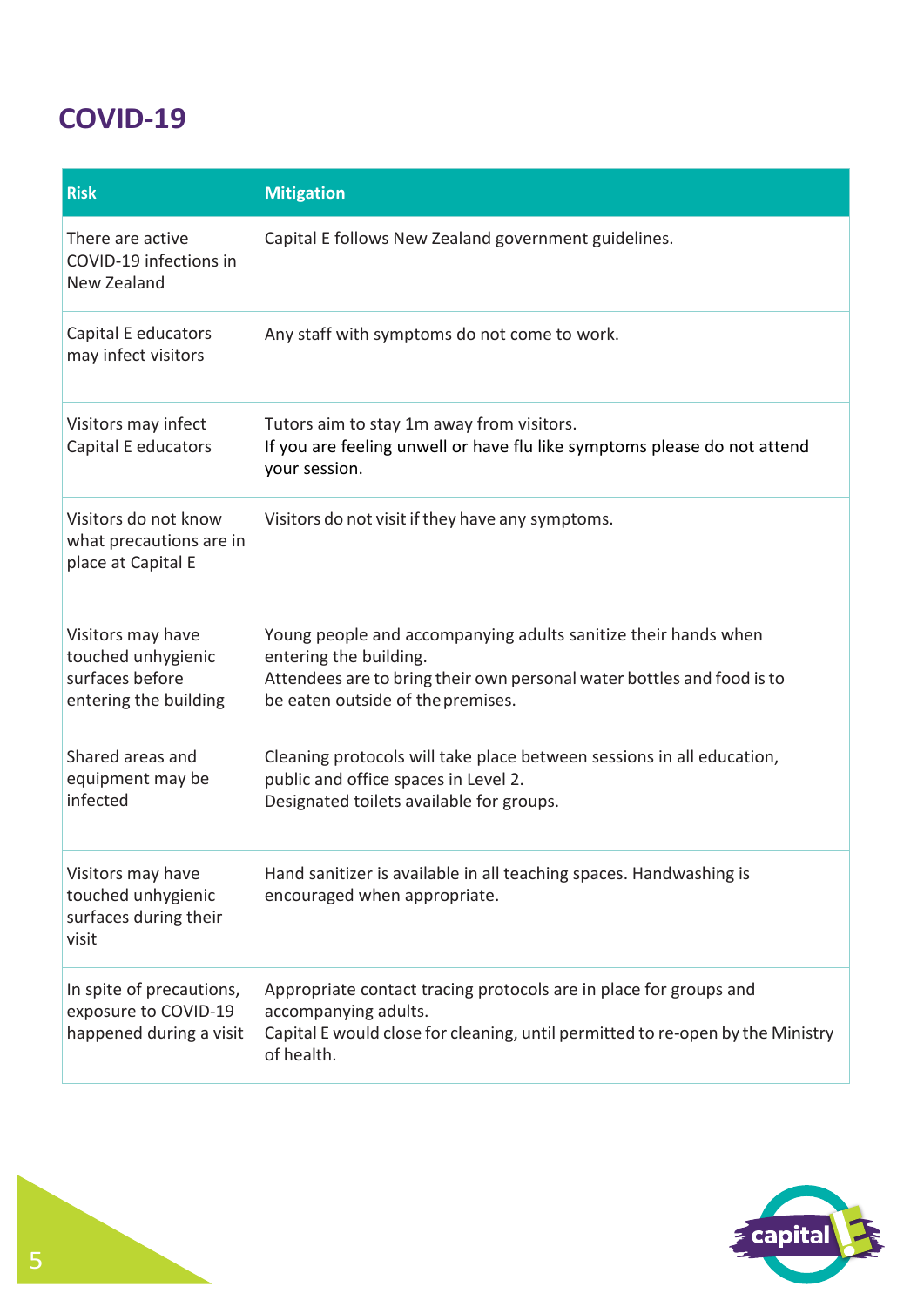## COVID-19

| Risk | Mitigation |
| --- | --- |
| There are active COVID-19 infections in New Zealand | Capital E follows New Zealand government guidelines. |
| Capital E educators may infect visitors | Any staff with symptoms do not come to work. |
| Visitors may infect Capital E educators | Tutors aim to stay 1m away from visitors.<br>If you are feeling unwell or have flu like symptoms please do not attend your session. |
| Visitors do not know what precautions are in place at Capital E | Visitors do not visit if they have any symptoms. |
| Visitors may have touched unhygienic surfaces before entering the building | Young people and accompanying adults sanitize their hands when entering the building.<br>Attendees are to bring their own personal water bottles and food is to be eaten outside of the premises. |
| Shared areas and equipment may be infected | Cleaning protocols will take place between sessions in all education, public and office spaces in Level 2.<br>Designated toilets available for groups. |
| Visitors may have touched unhygienic surfaces during their visit | Hand sanitizer is available in all teaching spaces. Handwashing is encouraged when appropriate. |
| In spite of precautions, exposure to COVID-19 happened during a visit | Appropriate contact tracing protocols are in place for groups and accompanying adults.<br>Capital E would close for cleaning, until permitted to re-open by the Ministry of health. |